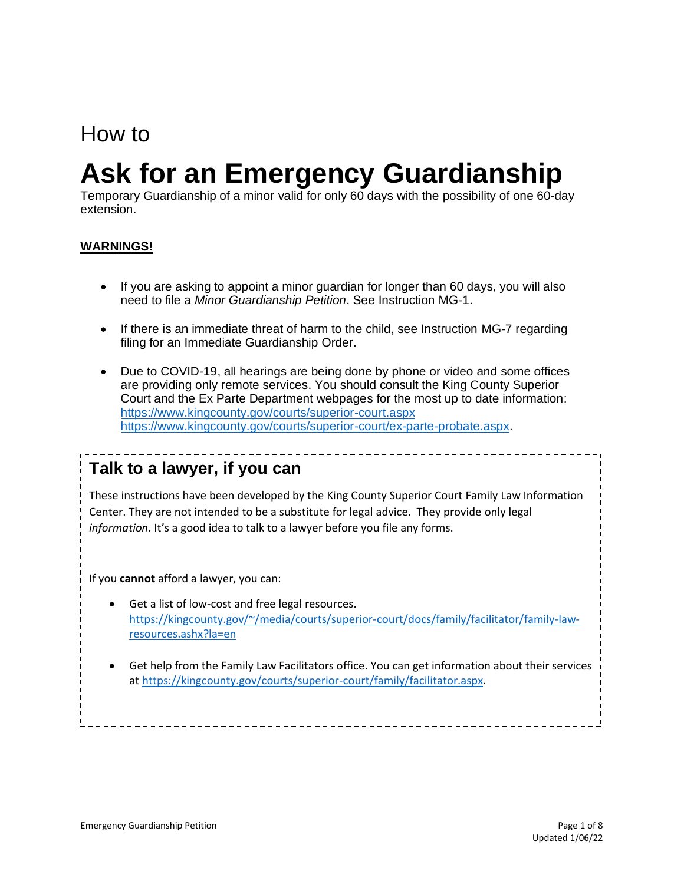How to

# Ask for an Emergency Guardianship

Temporary Guardianship of a minor valid for only 60 days with the possibility of one 60-day extension.

**WARNINGS!**

- If you are asking to appoint a minor guardian for longer than 60 days, you will also need to file a *Minor Guardianship Petition*. See Instruction MG-1.
- If there is an immediate threat of harm to the child, see Instruction MG-7 regarding filing for an Immediate Guardianship Order.
- Due to COVID-19, all hearings are being done by phone or video and some offices are providing only remote services. You should consult the King County Superior Court and the Ex Parte Department webpages for the most up to date information: https://www.kingcounty.gov/courts/superior-court.aspx https://www.kingcounty.gov/courts/superior-court/ex-parte-probate.aspx.

## Talk to a lawyer, if you can

These instructions have been developed by the King County Superior Court Family Law Information Center. They are not intended to be a substitute for legal advice. They provide only legal *information.* It's a good idea to talk to a lawyer before you file any forms.

If you **cannot** afford a lawyer, you can:

- Get a list of low-cost and free legal resources. https://kingcounty.gov/~/media/courts/superior-court/docs/family/facilitator/family-law-resources.ashx?la=en
- Get help from the Family Law Facilitators office. You can get information about their services at https://kingcounty.gov/courts/superior-court/family/facilitator.aspx.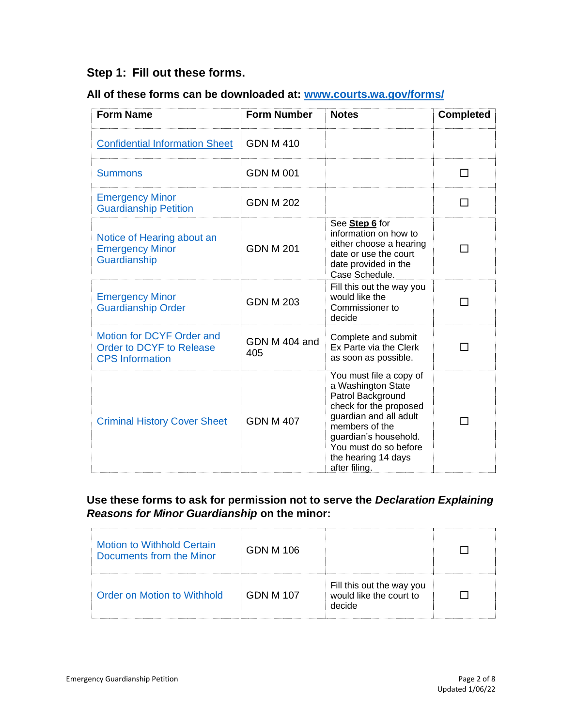## Step 1: Fill out these forms.

### All of these forms can be downloaded at: [www.courts.wa.gov/forms/](www.courts.wa.gov/forms/)

| Form Name | Form Number | Notes | Completed |
|---|---|---|---|
| Confidential Information Sheet | GDN M 410 | | |
| Summons | GDN M 001 | | ☐ |
| Emergency Minor Guardianship Petition | GDN M 202 | | ☐ |
| Notice of Hearing about an Emergency Minor Guardianship | GDN M 201 | See **Step 6** for information on how to either choose a hearing date or use the court date provided in the Case Schedule. | ☐ |
| Emergency Minor Guardianship Order | GDN M 203 | Fill this out the way you would like the Commissioner to decide | ☐ |
| Motion for DCYF Order and Order to DCYF to Release CPS Information | GDN M 404 and 405 | Complete and submit Ex Parte via the Clerk as soon as possible. | ☐ |
| Criminal History Cover Sheet | GDN M 407 | You must file a copy of a Washington State Patrol Background check for the proposed guardian and all adult members of the guardian's household. You must do so before the hearing 14 days after filing. | ☐ |

### Use these forms to ask for permission not to serve the *Declaration Explaining Reasons for Minor Guardianship* on the minor:

| Form Name | Form Number | Notes | Completed |
|---|---|---|---|
| Motion to Withhold Certain Documents from the Minor | GDN M 106 | | ☐ |
| Order on Motion to Withhold | GDN M 107 | Fill this out the way you would like the court to decide | ☐ |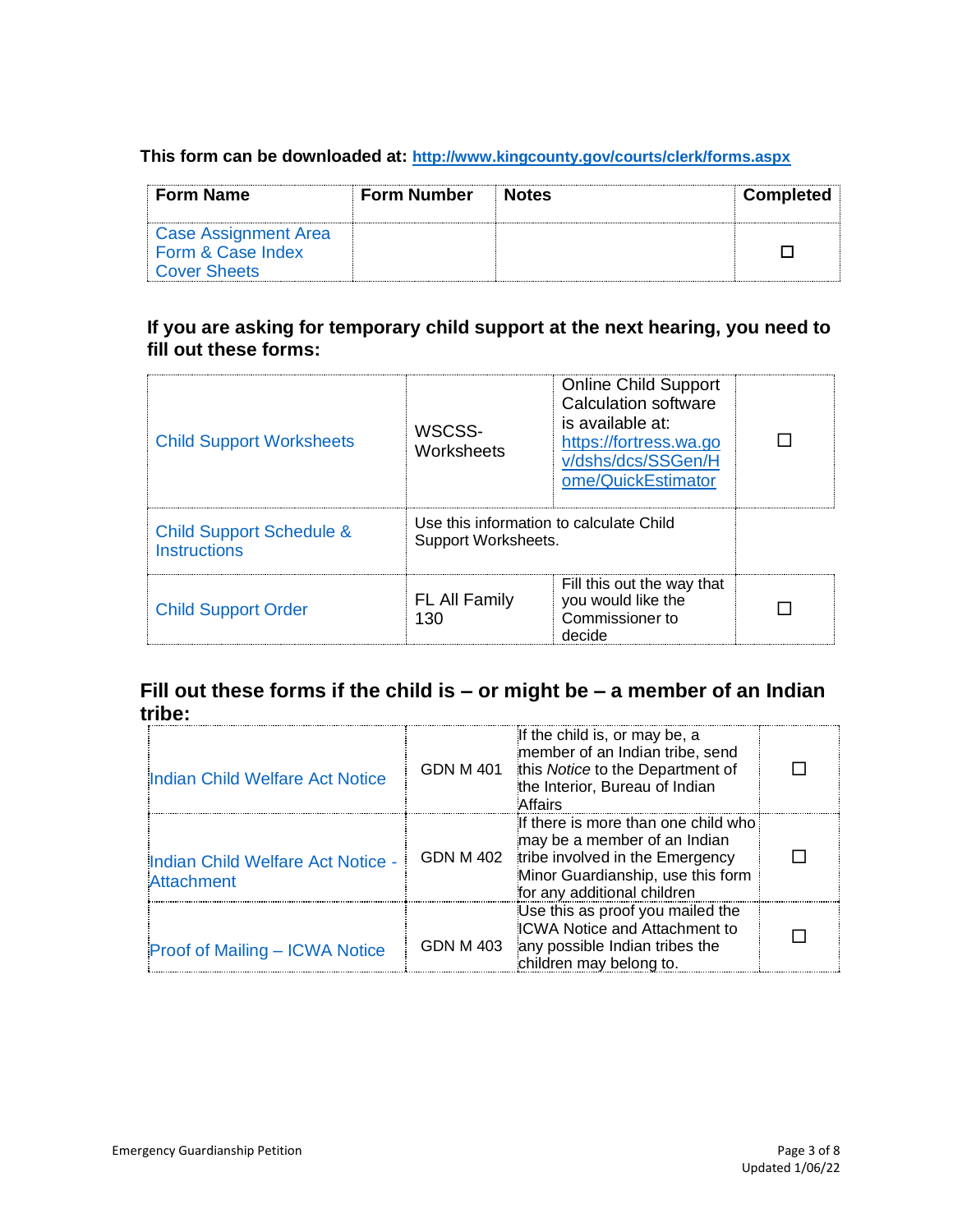**This form can be downloaded at: http://www.kingcounty.gov/courts/clerk/forms.aspx**

| Form Name | Form Number | Notes | Completed |
|---|---|---|---|
| Case Assignment Area Form & Case Index Cover Sheets | | | ☐ |

### If you are asking for temporary child support at the next hearing, you need to fill out these forms:

| Form Name | Form Number | Notes | Completed |
|---|---|---|---|
| Child Support Worksheets | WSCSS-Worksheets | Online Child Support Calculation software is available at: https://fortress.wa.gov/dshs/dcs/SSGen/Home/QuickEstimator | ☐ |
| Child Support Schedule & Instructions | Use this information to calculate Child Support Worksheets. | | |
| Child Support Order | FL All Family 130 | Fill this out the way that you would like the Commissioner to decide | ☐ |

## Fill out these forms if the child is – or might be – a member of an Indian tribe:

| Form Name | Form Number | Notes | Completed |
|---|---|---|---|
| Indian Child Welfare Act Notice | GDN M 401 | If the child is, or may be, a member of an Indian tribe, send this *Notice* to the Department of the Interior, Bureau of Indian Affairs | ☐ |
| Indian Child Welfare Act Notice - Attachment | GDN M 402 | If there is more than one child who may be a member of an Indian tribe involved in the Emergency Minor Guardianship, use this form for any additional children | ☐ |
| Proof of Mailing – ICWA Notice | GDN M 403 | Use this as proof you mailed the ICWA Notice and Attachment to any possible Indian tribes the children may belong to. | ☐ |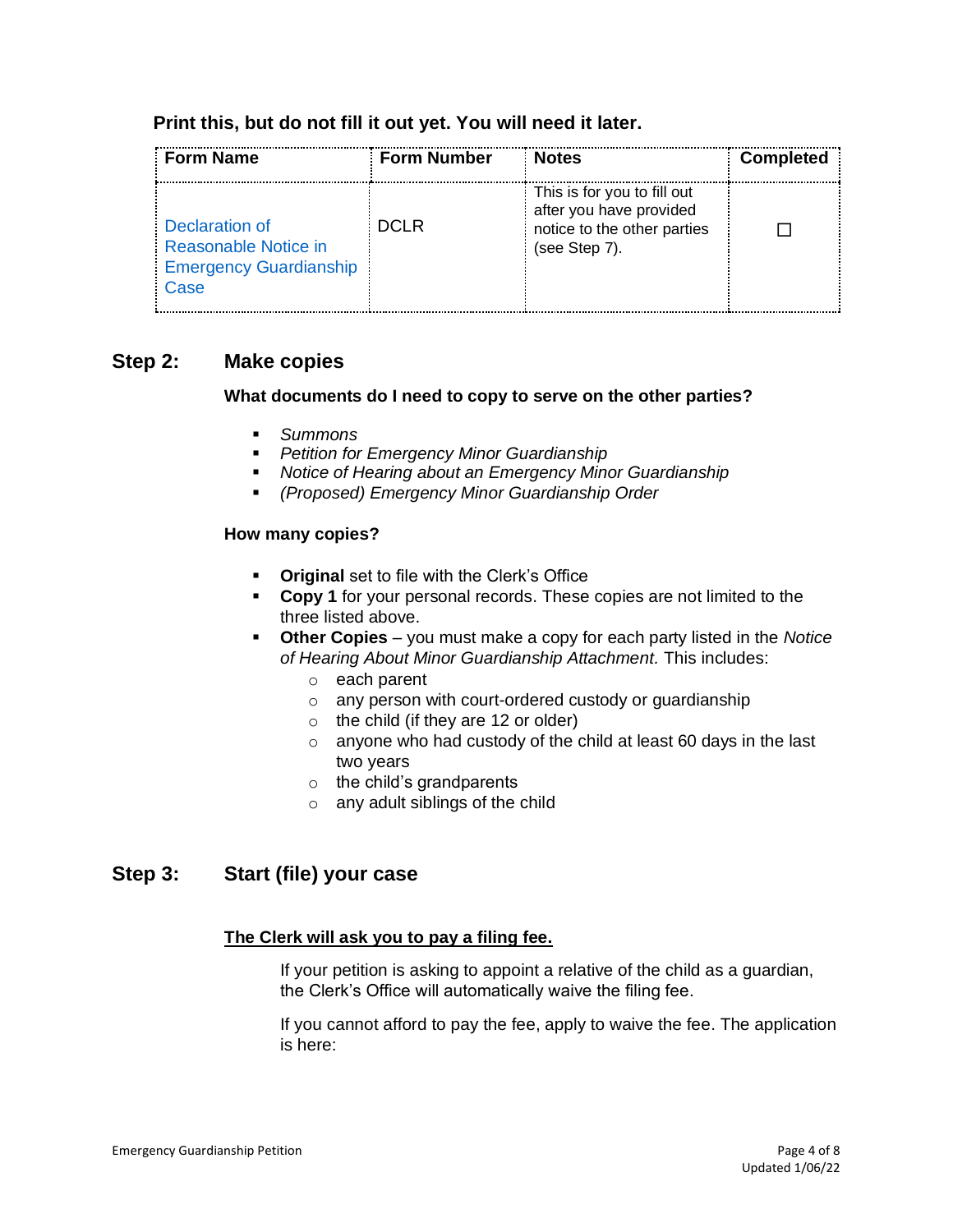**Print this, but do not fill it out yet. You will need it later.**

| Form Name | Form Number | Notes | Completed |
| --- | --- | --- | --- |
| Declaration of Reasonable Notice in Emergency Guardianship Case | DCLR | This is for you to fill out after you have provided notice to the other parties (see Step 7). | ☐ |

## Step 2: Make copies

**What documents do I need to copy to serve on the other parties?**

- *Summons*
- *Petition for Emergency Minor Guardianship*
- *Notice of Hearing about an Emergency Minor Guardianship*
- *(Proposed) Emergency Minor Guardianship Order*

**How many copies?**

- **Original** set to file with the Clerk's Office
- **Copy 1** for your personal records. These copies are not limited to the three listed above.
- **Other Copies** – you must make a copy for each party listed in the *Notice of Hearing About Minor Guardianship Attachment.* This includes:
  - each parent
  - any person with court-ordered custody or guardianship
  - the child (if they are 12 or older)
  - anyone who had custody of the child at least 60 days in the last two years
  - the child's grandparents
  - any adult siblings of the child

## Step 3: Start (file) your case

**The Clerk will ask you to pay a filing fee.**

If your petition is asking to appoint a relative of the child as a guardian, the Clerk's Office will automatically waive the filing fee.

If you cannot afford to pay the fee, apply to waive the fee. The application is here: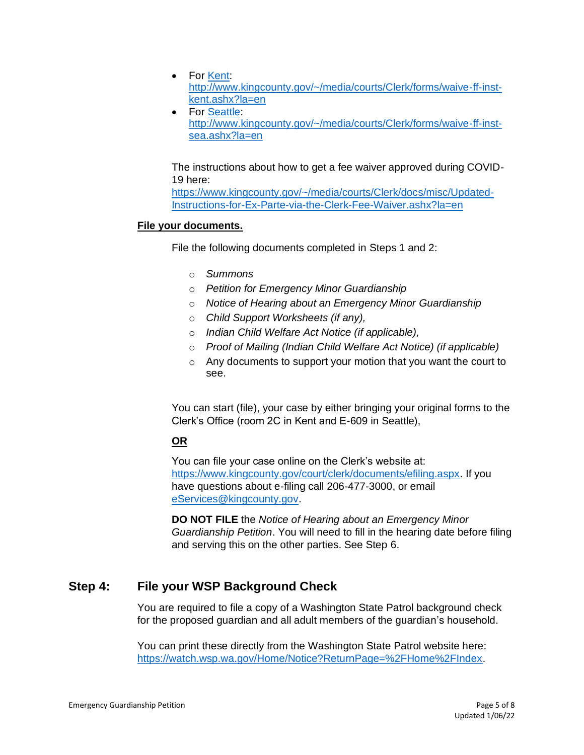- For [Kent](http://www.kingcounty.gov/~/media/courts/Clerk/forms/waive-ff-inst-kent.ashx?la=en): http://www.kingcounty.gov/~/media/courts/Clerk/forms/waive-ff-inst-kent.ashx?la=en
- For [Seattle](http://www.kingcounty.gov/~/media/courts/Clerk/forms/waive-ff-inst-sea.ashx?la=en): http://www.kingcounty.gov/~/media/courts/Clerk/forms/waive-ff-inst-sea.ashx?la=en

The instructions about how to get a fee waiver approved during COVID-19 here: https://www.kingcounty.gov/~/media/courts/Clerk/docs/misc/Updated-Instructions-for-Ex-Parte-via-the-Clerk-Fee-Waiver.ashx?la=en

**File your documents.**

File the following documents completed in Steps 1 and 2:

- *Summons*
- *Petition for Emergency Minor Guardianship*
- *Notice of Hearing about an Emergency Minor Guardianship*
- *Child Support Worksheets (if any),*
- *Indian Child Welfare Act Notice (if applicable),*
- *Proof of Mailing (Indian Child Welfare Act Notice) (if applicable)*
- Any documents to support your motion that you want the court to see.

You can start (file), your case by either bringing your original forms to the Clerk's Office (room 2C in Kent and E-609 in Seattle),

**OR**

You can file your case online on the Clerk's website at: https://www.kingcounty.gov/court/clerk/documents/efiling.aspx. If you have questions about e-filing call 206-477-3000, or email eServices@kingcounty.gov.

**DO NOT FILE** the *Notice of Hearing about an Emergency Minor Guardianship Petition*. You will need to fill in the hearing date before filing and serving this on the other parties. See Step 6.

## Step 4: File your WSP Background Check

You are required to file a copy of a Washington State Patrol background check for the proposed guardian and all adult members of the guardian's household.

You can print these directly from the Washington State Patrol website here: https://watch.wsp.wa.gov/Home/Notice?ReturnPage=%2FHome%2FIndex.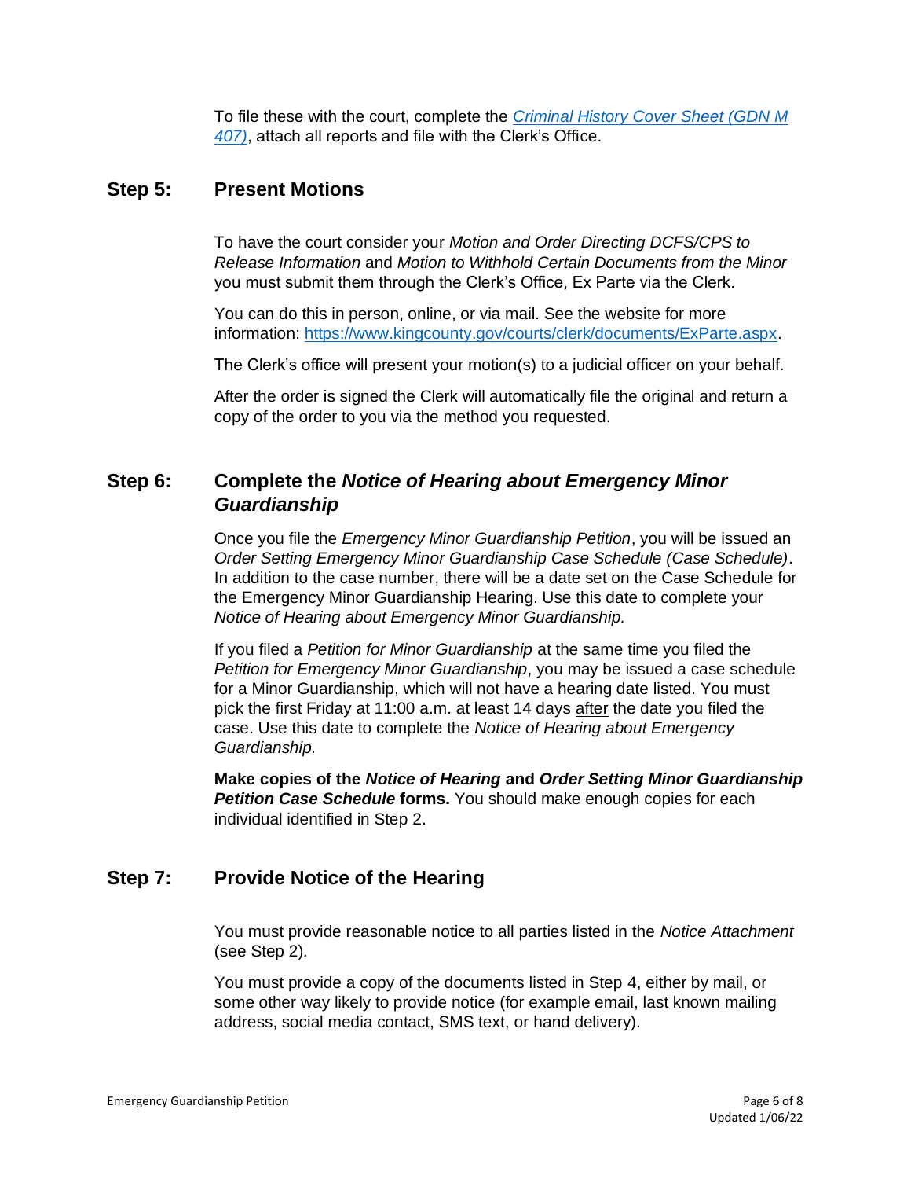To file these with the court, complete the [*Criminal History Cover Sheet (GDN M 407)*](), attach all reports and file with the Clerk's Office.

## Step 5: Present Motions

To have the court consider your *Motion and Order Directing DCFS/CPS to Release Information* and *Motion to Withhold Certain Documents from the Minor* you must submit them through the Clerk's Office, Ex Parte via the Clerk.

You can do this in person, online, or via mail. See the website for more information: https://www.kingcounty.gov/courts/clerk/documents/ExParte.aspx.

The Clerk's office will present your motion(s) to a judicial officer on your behalf.

After the order is signed the Clerk will automatically file the original and return a copy of the order to you via the method you requested.

## Step 6: Complete the *Notice of Hearing about Emergency Minor Guardianship*

Once you file the *Emergency Minor Guardianship Petition*, you will be issued an *Order Setting Emergency Minor Guardianship Case Schedule (Case Schedule)*. In addition to the case number, there will be a date set on the Case Schedule for the Emergency Minor Guardianship Hearing. Use this date to complete your *Notice of Hearing about Emergency Minor Guardianship.*

If you filed a *Petition for Minor Guardianship* at the same time you filed the *Petition for Emergency Minor Guardianship*, you may be issued a case schedule for a Minor Guardianship, which will not have a hearing date listed. You must pick the first Friday at 11:00 a.m. at least 14 days after the date you filed the case. Use this date to complete the *Notice of Hearing about Emergency Guardianship.*

**Make copies of the *Notice of Hearing* and *Order Setting Minor Guardianship Petition Case Schedule* forms.** You should make enough copies for each individual identified in Step 2.

## Step 7: Provide Notice of the Hearing

You must provide reasonable notice to all parties listed in the *Notice Attachment* (see Step 2).

You must provide a copy of the documents listed in Step 4, either by mail, or some other way likely to provide notice (for example email, last known mailing address, social media contact, SMS text, or hand delivery).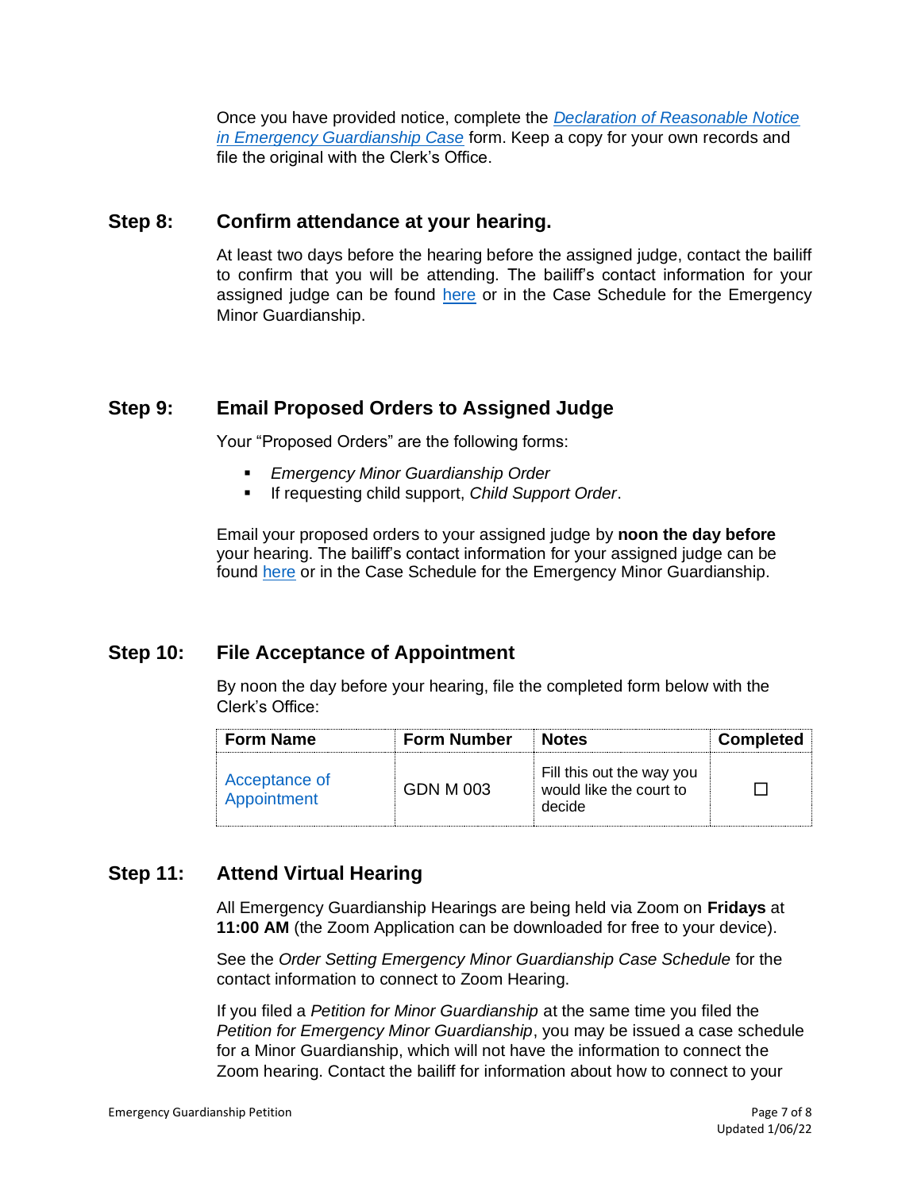Once you have provided notice, complete the *Declaration of Reasonable Notice in Emergency Guardianship Case* form. Keep a copy for your own records and file the original with the Clerk's Office.

## Step 8: Confirm attendance at your hearing.

At least two days before the hearing before the assigned judge, contact the bailiff to confirm that you will be attending. The bailiff's contact information for your assigned judge can be found here or in the Case Schedule for the Emergency Minor Guardianship.

## Step 9: Email Proposed Orders to Assigned Judge

Your "Proposed Orders" are the following forms:

- *Emergency Minor Guardianship Order*
- If requesting child support, *Child Support Order*.

Email your proposed orders to your assigned judge by **noon the day before** your hearing. The bailiff's contact information for your assigned judge can be found here or in the Case Schedule for the Emergency Minor Guardianship.

## Step 10: File Acceptance of Appointment

By noon the day before your hearing, file the completed form below with the Clerk's Office:

| Form Name | Form Number | Notes | Completed |
|---|---|---|---|
| Acceptance of Appointment | GDN M 003 | Fill this out the way you would like the court to decide | ☐ |

## Step 11: Attend Virtual Hearing

All Emergency Guardianship Hearings are being held via Zoom on **Fridays** at **11:00 AM** (the Zoom Application can be downloaded for free to your device).

See the *Order Setting Emergency Minor Guardianship Case Schedule* for the contact information to connect to Zoom Hearing.

If you filed a *Petition for Minor Guardianship* at the same time you filed the *Petition for Emergency Minor Guardianship*, you may be issued a case schedule for a Minor Guardianship, which will not have the information to connect the Zoom hearing. Contact the bailiff for information about how to connect to your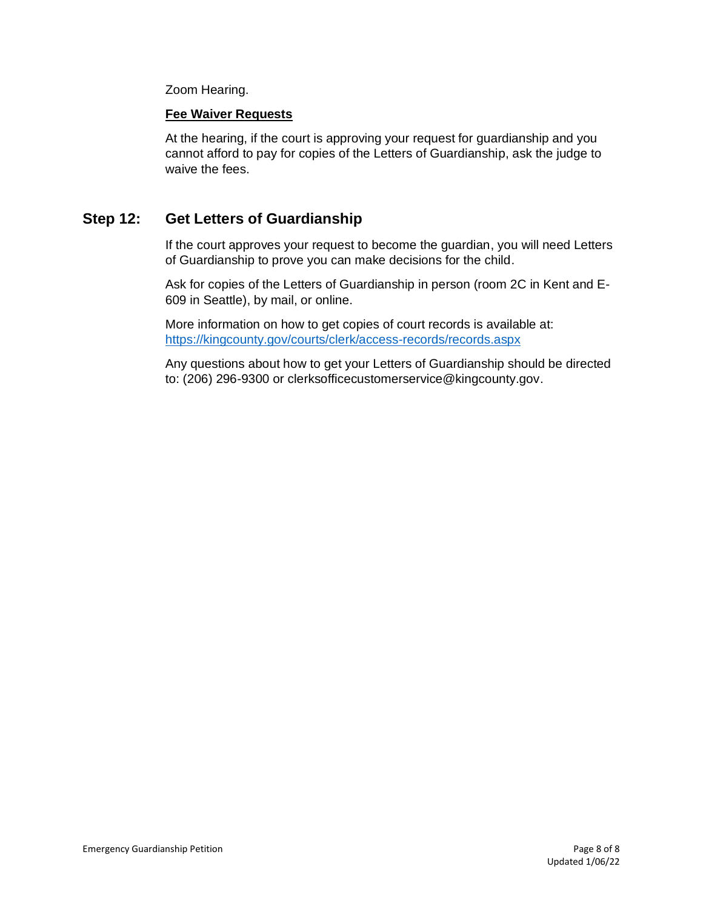Zoom Hearing.

**Fee Waiver Requests**

At the hearing, if the court is approving your request for guardianship and you cannot afford to pay for copies of the Letters of Guardianship, ask the judge to waive the fees.

## Step 12: Get Letters of Guardianship

If the court approves your request to become the guardian, you will need Letters of Guardianship to prove you can make decisions for the child.

Ask for copies of the Letters of Guardianship in person (room 2C in Kent and E-609 in Seattle), by mail, or online.

More information on how to get copies of court records is available at: https://kingcounty.gov/courts/clerk/access-records/records.aspx

Any questions about how to get your Letters of Guardianship should be directed to: (206) 296-9300 or clerksofficecustomerservice@kingcounty.gov.